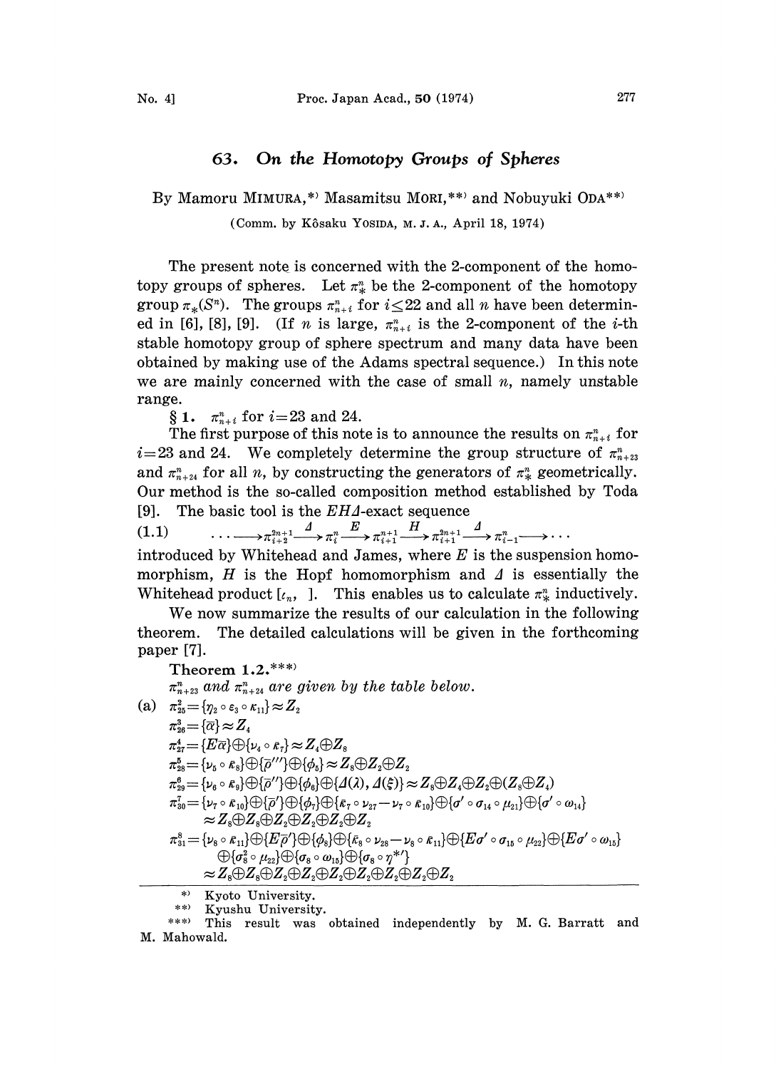# 63. On the Homotopy Groups of Spheres

By Mamoru MIMURA,[*] Masamitsu MORI,[**] and Nobuyuki ODA[**]

(Comm. by Kôsaku YOSIDA, M. J. A., April 18, 1974)

The present note is concerned with the 2-component of the homotopy groups of spheres. Let $\pi^n_*$ be the 2-component of the homotopy group $\pi_*(S^n)$. The groups $\pi^n_{n+i}$ for $i \leq 22$ and all $n$ have been determined in [6], [8], [9]. (If $n$ is large, $\pi^n_{n+i}$ is the 2-component of the $i$-th stable homotopy group of sphere spectrum and many data have been obtained by making use of the Adams spectral sequence.) In this note we are mainly concerned with the case of small $n$, namely unstable range.

## § 1. $\pi^n_{n+i}$ for $i=23$ and 24.

The first purpose of this note is to announce the results on $\pi^n_{n+i}$ for $i=23$ and 24. We completely determine the group structure of $\pi^n_{n+23}$ and $\pi^n_{n+24}$ for all $n$, by constructing the generators of $\pi^n_*$ geometrically. Our method is the so-called composition method established by Toda [9]. The basic tool is the $EH\Delta$-exact sequence

$$(1.1) \qquad \cdots \longrightarrow \pi^{2n+1}_{i+2} \xrightarrow{\Delta} \pi^n_i \xrightarrow{E} \pi^{n+1}_{i+1} \xrightarrow{H} \pi^{2n+1}_{i+1} \xrightarrow{\Delta} \pi^n_{i-1} \longrightarrow \cdots$$

introduced by Whitehead and James, where $E$ is the suspension homomorphism, $H$ is the Hopf homomorphism and $\Delta$ is essentially the Whitehead product $[\iota_n, \ ]$. This enables us to calculate $\pi^n_*$ inductively.

We now summarize the results of our calculation in the following theorem. The detailed calculations will be given in the forthcoming paper [7].

**Theorem 1.2.**[***]

*$\pi^n_{n+23}$ and $\pi^n_{n+24}$ are given by the table below.*

(a) $\pi^2_{25} = \{\eta_2 \circ \varepsilon_3 \circ \kappa_{11}\} \approx Z_2$

$\pi^3_{26} = \{\bar{\alpha}\} \approx Z_4$

$\pi^4_{27} = \{E\bar{\alpha}\} \oplus \{\nu_4 \circ \bar{\kappa}_7\} \approx Z_4 \oplus Z_8$

$\pi^5_{28} = \{\nu_5 \circ \bar{\kappa}_8\} \oplus \{\bar{\rho}'''\} \oplus \{\phi_5\} \approx Z_8 \oplus Z_2 \oplus Z_2$

$\pi^6_{29} = \{\nu_6 \circ \bar{\kappa}_9\} \oplus \{\bar{\rho}''\} \oplus \{\phi_6\} \oplus \{\Delta(\lambda), \Delta(\xi)\} \approx Z_8 \oplus Z_4 \oplus Z_2 \oplus (Z_8 \oplus Z_4)$

$\pi^7_{30} = \{\nu_7 \circ \bar{\kappa}_{10}\} \oplus \{\bar{\rho}'\} \oplus \{\phi_7\} \oplus \{\bar{\kappa}_7 \circ \nu_{27} - \nu_7 \circ \bar{\kappa}_{10}\} \oplus \{\sigma' \circ \sigma_{14} \circ \mu_{21}\} \oplus \{\sigma' \circ \omega_{14}\}$
$\approx Z_8 \oplus Z_8 \oplus Z_2 \oplus Z_2 \oplus Z_2 \oplus Z_2$

$\pi^8_{31} = \{\nu_8 \circ \bar{\kappa}_{11}\} \oplus \{E\bar{\rho}'\} \oplus \{\phi_8\} \oplus \{\bar{\kappa}_8 \circ \nu_{28} - \nu_8 \circ \bar{\kappa}_{11}\} \oplus \{E\sigma' \circ \sigma_{15} \circ \mu_{22}\} \oplus \{E\sigma' \circ \omega_{15}\}$
$\oplus \{\sigma_8^2 \circ \mu_{22}\} \oplus \{\sigma_8 \circ \omega_{15}\} \oplus \{\sigma_8 \circ \eta^{*\prime}\}$
$\approx Z_8 \oplus Z_8 \oplus Z_2 \oplus Z_2 \oplus Z_2 \oplus Z_2 \oplus Z_2 \oplus Z_2 \oplus Z_2$

---

[*] Kyoto University.

[**] Kyushu University.

[***] This result was obtained independently by M. G. Barratt and M. Mahowald.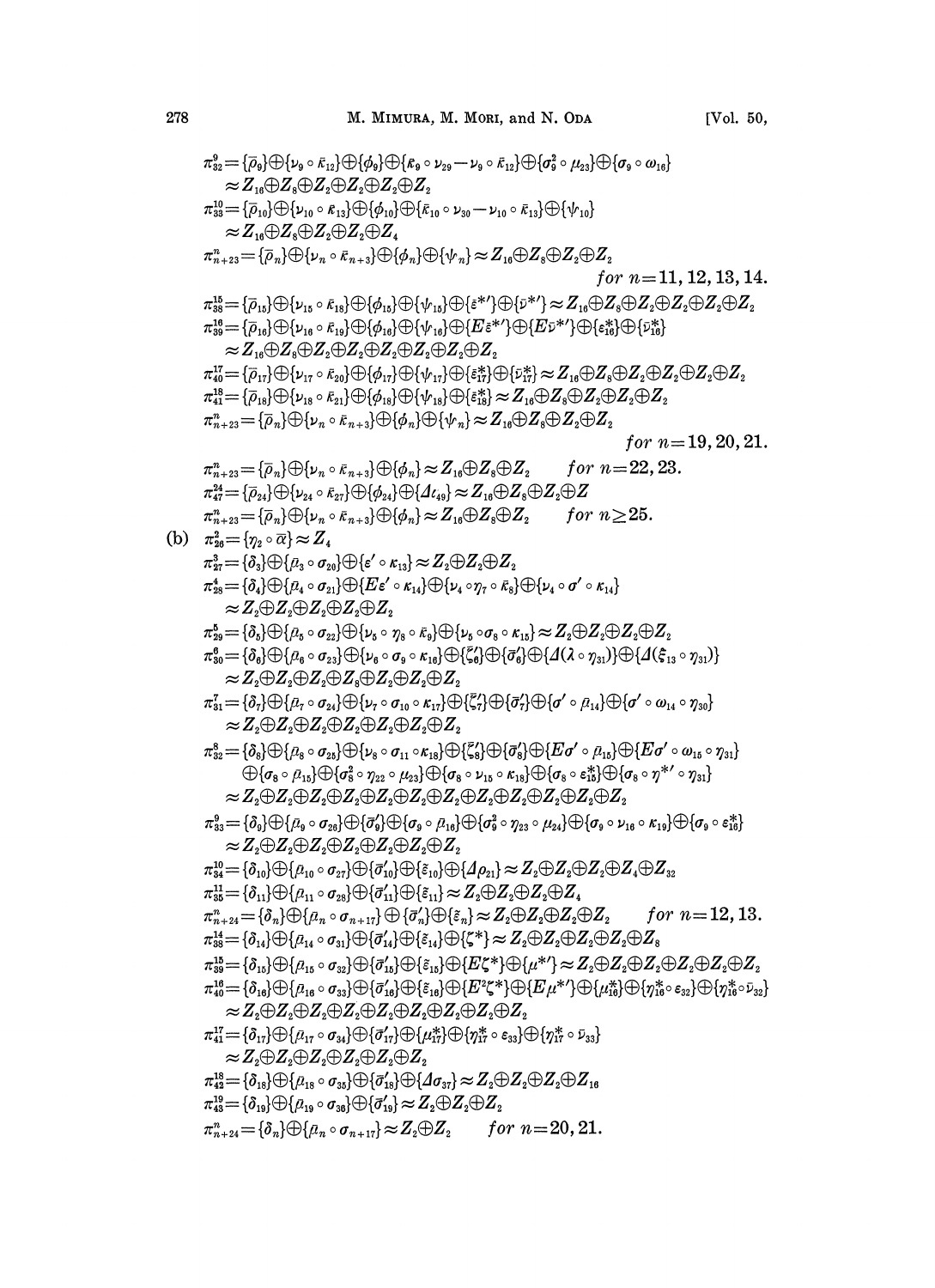$$\pi^9_{32}=\{\bar{\rho}_9\}\oplus\{\nu_9\circ\bar{\kappa}_{12}\}\oplus\{\phi_9\}\oplus\{\bar{\kappa}_9\circ\nu_{29}-\nu_9\circ\bar{\kappa}_{12}\}\oplus\{\sigma_9^2\circ\mu_{23}\}\oplus\{\sigma_9\circ\omega_{16}\}$$
$$\approx Z_{16}\oplus Z_8\oplus Z_2\oplus Z_2\oplus Z_2\oplus Z_2$$

$$\pi^{10}_{33}=\{\bar{\rho}_{10}\}\oplus\{\nu_{10}\circ\bar{\kappa}_{13}\}\oplus\{\phi_{10}\}\oplus\{\bar{\kappa}_{10}\circ\nu_{30}-\nu_{10}\circ\bar{\kappa}_{13}\}\oplus\{\psi_{10}\}$$
$$\approx Z_{16}\oplus Z_8\oplus Z_2\oplus Z_2\oplus Z_4$$

$$\pi^n_{n+23}=\{\bar{\rho}_n\}\oplus\{\nu_n\circ\bar{\kappa}_{n+3}\}\oplus\{\phi_n\}\oplus\{\psi_n\}\approx Z_{16}\oplus Z_8\oplus Z_2\oplus Z_2 \qquad \text{for } n=11,12,13,14.$$

$$\pi^{15}_{38}=\{\bar{\rho}_{15}\}\oplus\{\nu_{15}\circ\bar{\kappa}_{18}\}\oplus\{\phi_{15}\}\oplus\{\psi_{15}\}\oplus\{\bar{\varepsilon}^{*\prime}\}\oplus\{\bar{\nu}^{*\prime}\}\approx Z_{16}\oplus Z_8\oplus Z_2\oplus Z_2\oplus Z_2\oplus Z_2$$

$$\pi^{16}_{39}=\{\bar{\rho}_{16}\}\oplus\{\nu_{16}\circ\bar{\kappa}_{19}\}\oplus\{\phi_{16}\}\oplus\{\psi_{16}\}\oplus\{E\bar{\varepsilon}^{*\prime}\}\oplus\{E\bar{\nu}^{*\prime}\}\oplus\{\bar{\varepsilon}^*_{16}\}\oplus\{\bar{\nu}^*_{16}\}$$
$$\approx Z_{16}\oplus Z_8\oplus Z_2\oplus Z_2\oplus Z_2\oplus Z_2\oplus Z_2\oplus Z_2$$

$$\pi^{17}_{40}=\{\bar{\rho}_{17}\}\oplus\{\nu_{17}\circ\bar{\kappa}_{20}\}\oplus\{\phi_{17}\}\oplus\{\psi_{17}\}\oplus\{\bar{\varepsilon}^*_{17}\}\oplus\{\bar{\nu}^*_{17}\}\approx Z_{16}\oplus Z_8\oplus Z_2\oplus Z_2\oplus Z_2\oplus Z_2$$

$$\pi^{18}_{41}=\{\bar{\rho}_{18}\}\oplus\{\nu_{18}\circ\bar{\kappa}_{21}\}\oplus\{\phi_{18}\}\oplus\{\psi_{18}\}\oplus\{\bar{\varepsilon}^*_{18}\}\approx Z_{16}\oplus Z_8\oplus Z_2\oplus Z_2\oplus Z_2$$

$$\pi^n_{n+23}=\{\bar{\rho}_n\}\oplus\{\nu_n\circ\bar{\kappa}_{n+3}\}\oplus\{\phi_n\}\oplus\{\psi_n\}\approx Z_{16}\oplus Z_8\oplus Z_2\oplus Z_2 \qquad \text{for } n=19,20,21.$$

$$\pi^n_{n+23}=\{\bar{\rho}_n\}\oplus\{\nu_n\circ\bar{\kappa}_{n+3}\}\oplus\{\phi_n\}\approx Z_{16}\oplus Z_8\oplus Z_2 \qquad \text{for } n=22,23.$$

$$\pi^{24}_{47}=\{\bar{\rho}_{24}\}\oplus\{\nu_{24}\circ\bar{\kappa}_{27}\}\oplus\{\phi_{24}\}\oplus\{\Delta\iota_{49}\}\approx Z_{16}\oplus Z_8\oplus Z_2\oplus Z$$

$$\pi^n_{n+23}=\{\bar{\rho}_n\}\oplus\{\nu_n\circ\bar{\kappa}_{n+3}\}\oplus\{\phi_n\}\approx Z_{16}\oplus Z_8\oplus Z_2 \qquad \text{for } n\geq 25.$$

(b) $\pi^2_{26}=\{\eta_2\circ\bar{\alpha}\}\approx Z_4$

$$\pi^3_{27}=\{\delta_3\}\oplus\{\bar{\mu}_3\circ\sigma_{20}\}\oplus\{\varepsilon'\circ\kappa_{13}\}\approx Z_2\oplus Z_2\oplus Z_2$$

$$\pi^4_{28}=\{\delta_4\}\oplus\{\bar{\mu}_4\circ\sigma_{21}\}\oplus\{E\varepsilon'\circ\kappa_{14}\}\oplus\{\nu_4\circ\eta_7\circ\bar{\kappa}_8\}\oplus\{\nu_4\circ\sigma'\circ\kappa_{14}\}$$
$$\approx Z_2\oplus Z_2\oplus Z_2\oplus Z_2\oplus Z_2$$

$$\pi^5_{29}=\{\delta_5\}\oplus\{\bar{\mu}_5\circ\sigma_{22}\}\oplus\{\nu_5\circ\eta_8\circ\bar{\kappa}_9\}\oplus\{\nu_5\circ\sigma_8\circ\kappa_{15}\}\approx Z_2\oplus Z_2\oplus Z_2\oplus Z_2$$

$$\pi^6_{30}=\{\delta_6\}\oplus\{\bar{\mu}_6\circ\sigma_{23}\}\oplus\{\nu_6\circ\sigma_9\circ\kappa_{16}\}\oplus\{\bar{\zeta}'_6\}\oplus\{\bar{\sigma}'_6\}\oplus\{\Delta(\lambda\circ\eta_{31})\}\oplus\{\Delta(\xi_{13}\circ\eta_{31})\}$$
$$\approx Z_2\oplus Z_2\oplus Z_2\oplus Z_8\oplus Z_2\oplus Z_2\oplus Z_2$$

$$\pi^7_{31}=\{\delta_7\}\oplus\{\bar{\mu}_7\circ\sigma_{24}\}\oplus\{\nu_7\circ\sigma_{10}\circ\kappa_{17}\}\oplus\{\bar{\zeta}'_7\}\oplus\{\bar{\sigma}'_7\}\oplus\{\sigma'\circ\bar{\mu}_{14}\}\oplus\{\sigma'\circ\omega_{14}\circ\eta_{30}\}$$
$$\approx Z_2\oplus Z_2\oplus Z_2\oplus Z_2\oplus Z_2\oplus Z_2\oplus Z_2$$

$$\pi^8_{32}=\{\delta_8\}\oplus\{\bar{\mu}_8\circ\sigma_{25}\}\oplus\{\nu_8\circ\sigma_{11}\circ\kappa_{18}\}\oplus\{\bar{\zeta}'_8\}\oplus\{\bar{\sigma}'_8\}\oplus\{E\sigma'\circ\bar{\mu}_{15}\}\oplus\{E\sigma'\circ\omega_{15}\circ\eta_{31}\}$$
$$\oplus\{\sigma_8\circ\bar{\mu}_{15}\}\oplus\{\sigma_8^2\circ\eta_{22}\circ\mu_{23}\}\oplus\{\sigma_8\circ\nu_{15}\circ\kappa_{18}\}\oplus\{\sigma_8\circ\varepsilon^*_{15}\}\oplus\{\sigma_8\circ\eta^{*\prime}\circ\eta_{31}\}$$
$$\approx Z_2\oplus Z_2\oplus Z_2\oplus Z_2\oplus Z_2\oplus Z_2\oplus Z_2\oplus Z_2\oplus Z_2\oplus Z_2\oplus Z_2\oplus Z_2$$

$$\pi^9_{33}=\{\delta_9\}\oplus\{\bar{\mu}_9\circ\sigma_{26}\}\oplus\{\bar{\sigma}'_9\}\oplus\{\sigma_9\circ\bar{\mu}_{16}\}\oplus\{\sigma_9^2\circ\eta_{23}\circ\mu_{24}\}\oplus\{\sigma_9\circ\nu_{16}\circ\kappa_{19}\}\oplus\{\sigma_9\circ\varepsilon^*_{16}\}$$
$$\approx Z_2\oplus Z_2\oplus Z_2\oplus Z_2\oplus Z_2\oplus Z_2\oplus Z_2$$

$$\pi^{10}_{34}=\{\delta_{10}\}\oplus\{\bar{\mu}_{10}\circ\sigma_{27}\}\oplus\{\bar{\sigma}'_{10}\}\oplus\{\tilde{\varepsilon}_{10}\}\oplus\{\Delta\rho_{21}\}\approx Z_2\oplus Z_2\oplus Z_2\oplus Z_4\oplus Z_{32}$$

$$\pi^{11}_{35}=\{\delta_{11}\}\oplus\{\bar{\mu}_{11}\circ\sigma_{28}\}\oplus\{\bar{\sigma}'_{11}\}\oplus\{\tilde{\varepsilon}_{11}\}\approx Z_2\oplus Z_2\oplus Z_2\oplus Z_4$$

$$\pi^n_{n+24}=\{\delta_n\}\oplus\{\bar{\mu}_n\circ\sigma_{n+17}\}\oplus\{\bar{\sigma}'_n\}\oplus\{\tilde{\varepsilon}_n\}\approx Z_2\oplus Z_2\oplus Z_2\oplus Z_2 \qquad \text{for } n=12,13.$$

$$\pi^{14}_{38}=\{\delta_{14}\}\oplus\{\bar{\mu}_{14}\circ\sigma_{31}\}\oplus\{\bar{\sigma}'_{14}\}\oplus\{\tilde{\varepsilon}_{14}\}\oplus\{\zeta^*\}\approx Z_2\oplus Z_2\oplus Z_2\oplus Z_2\oplus Z_8$$

$$\pi^{15}_{39}=\{\delta_{15}\}\oplus\{\bar{\mu}_{15}\circ\sigma_{32}\}\oplus\{\bar{\sigma}'_{15}\}\oplus\{\tilde{\varepsilon}_{15}\}\oplus\{E\zeta^*\}\oplus\{\mu^{*\prime}\}\approx Z_2\oplus Z_2\oplus Z_2\oplus Z_2\oplus Z_2\oplus Z_2$$

$$\pi^{16}_{40}=\{\delta_{16}\}\oplus\{\bar{\mu}_{16}\circ\sigma_{33}\}\oplus\{\bar{\sigma}'_{16}\}\oplus\{\tilde{\varepsilon}_{16}\}\oplus\{E^2\zeta^*\}\oplus\{E\mu^{*\prime}\}\oplus\{\mu^*_{16}\}\oplus\{\eta^*_{16}\circ\varepsilon_{32}\}\oplus\{\eta^*_{16}\circ\bar{\nu}_{32}\}$$
$$\approx Z_2\oplus Z_2\oplus Z_2\oplus Z_2\oplus Z_2\oplus Z_2\oplus Z_2\oplus Z_2\oplus Z_2$$

$$\pi^{17}_{41}=\{\delta_{17}\}\oplus\{\bar{\mu}_{17}\circ\sigma_{34}\}\oplus\{\bar{\sigma}'_{17}\}\oplus\{\mu^*_{17}\}\oplus\{\eta^*_{17}\circ\varepsilon_{33}\}\oplus\{\eta^*_{17}\circ\bar{\nu}_{33}\}$$
$$\approx Z_2\oplus Z_2\oplus Z_2\oplus Z_2\oplus Z_2\oplus Z_2$$

$$\pi^{18}_{42}=\{\delta_{18}\}\oplus\{\bar{\mu}_{18}\circ\sigma_{35}\}\oplus\{\bar{\sigma}'_{18}\}\oplus\{\Delta\sigma_{37}\}\approx Z_2\oplus Z_2\oplus Z_2\oplus Z_{16}$$

$$\pi^{19}_{43}=\{\delta_{19}\}\oplus\{\bar{\mu}_{19}\circ\sigma_{36}\}\oplus\{\bar{\sigma}'_{19}\}\approx Z_2\oplus Z_2\oplus Z_2$$

$$\pi^n_{n+24}=\{\delta_n\}\oplus\{\bar{\mu}_n\circ\sigma_{n+17}\}\approx Z_2\oplus Z_2 \qquad \text{for } n=20,21.$$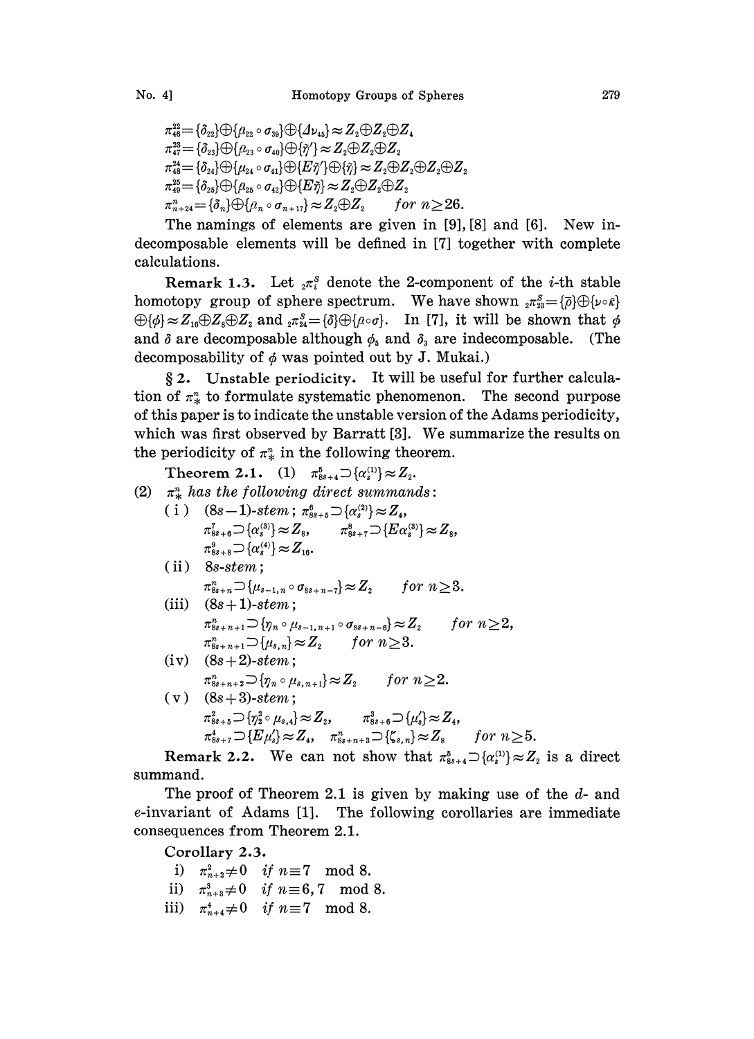$$\pi^{22}_{46}=\{\delta_{22}\}\oplus\{\bar{\mu}_{22}\circ\sigma_{39}\}\oplus\{\Delta\nu_{45}\}\approx Z_2\oplus Z_2\oplus Z_4$$
$$\pi^{23}_{47}=\{\delta_{23}\}\oplus\{\bar{\mu}_{23}\circ\sigma_{40}\}\oplus\{\tilde{\eta}'\}\approx Z_2\oplus Z_2\oplus Z_2$$
$$\pi^{24}_{48}=\{\delta_{24}\}\oplus\{\mu_{24}\circ\sigma_{41}\}\oplus\{E\tilde{\eta}'\}\oplus\{\tilde{\eta}\}\approx Z_2\oplus Z_2\oplus Z_2\oplus Z_2$$
$$\pi^{25}_{49}=\{\delta_{25}\}\oplus\{\bar{\mu}_{25}\circ\sigma_{42}\}\oplus\{E\tilde{\eta}\}\approx Z_2\oplus Z_2\oplus Z_2$$
$$\pi^{n}_{n+24}=\{\delta_n\}\oplus\{\bar{\mu}_n\circ\sigma_{n+17}\}\approx Z_2\oplus Z_2 \qquad \textit{for } n\geq 26.$$

The namings of elements are given in [9], [8] and [6]. New indecomposable elements will be defined in [7] together with complete calculations.

**Remark 1.3.** Let ${}_2\pi^S_i$ denote the 2-component of the $i$-th stable homotopy group of sphere spectrum. We have shown ${}_2\pi^S_{23}=\{\bar{\rho}\}\oplus\{\nu\circ\bar{\kappa}\}\oplus\{\phi\}\approx Z_{16}\oplus Z_8\oplus Z_2$ and ${}_2\pi^S_{24}=\{\delta\}\oplus\{\bar{\mu}\circ\sigma\}$. In [7], it will be shown that $\phi$ and $\delta$ are decomposable although $\phi_5$ and $\delta_3$ are indecomposable. (The decomposability of $\phi$ was pointed out by J. Mukai.)

**§ 2. Unstable periodicity.** It will be useful for further calculation of $\pi^n_*$ to formulate systematic phenomenon. The second purpose of this paper is to indicate the unstable version of the Adams periodicity, which was first observed by Barratt [3]. We summarize the results on the periodicity of $\pi^n_*$ in the following theorem.

**Theorem 2.1.** (1) $\pi^5_{8s+4}\supset\{\alpha^{(1)}_s\}\approx Z_2$.

(2) *$\pi^n_*$ has the following direct summands:*

(i) $(8s-1)$-*stem*; $\pi^6_{8s+5}\supset\{\alpha^{(2)}_s\}\approx Z_4$,
$\pi^7_{8s+6}\supset\{\alpha^{(3)}_s\}\approx Z_8$, $\quad\pi^8_{8s+7}\supset\{E\alpha^{(3)}_s\}\approx Z_8$,
$\pi^9_{8s+8}\supset\{\alpha^{(4)}_s\}\approx Z_{16}$.

(ii) $8s$-*stem*;
$\pi^n_{8s+n}\supset\{\mu_{s-1,n}\circ\sigma_{8s+n-7}\}\approx Z_2 \qquad$ *for* $n\geq 3$.

(iii) $(8s+1)$-*stem*;
$\pi^n_{8s+n+1}\supset\{\eta_n\circ\mu_{s-1,n+1}\circ\sigma_{8s+n-6}\}\approx Z_2 \qquad$ *for* $n\geq 2$,
$\pi^n_{8s+n+1}\supset\{\mu_{s,n}\}\approx Z_2 \qquad$ *for* $n\geq 3$.

(iv) $(8s+2)$-*stem*;
$\pi^n_{8s+n+2}\supset\{\eta_n\circ\mu_{s,n+1}\}\approx Z_2 \qquad$ *for* $n\geq 2$.

(v) $(8s+3)$-*stem*;
$\pi^2_{8s+5}\supset\{\eta^2_2\circ\mu_{s,4}\}\approx Z_2$, $\quad\pi^3_{8s+6}\supset\{\mu'_s\}\approx Z_4$,
$\pi^4_{8s+7}\supset\{E\mu'_s\}\approx Z_4$, $\quad\pi^n_{8s+n+3}\supset\{\zeta_{s,n}\}\approx Z_8 \qquad$ *for* $n\geq 5$.

**Remark 2.2.** We can not show that $\pi^5_{8s+4}\supset\{\alpha^{(1)}_s\}\approx Z_2$ is a direct summand.

The proof of Theorem 2.1 is given by making use of the $d$- and $e$-invariant of Adams [1]. The following corollaries are immediate consequences from Theorem 2.1.

**Corollary 2.3.**

i) $\pi^2_{n+2}\neq 0$ *if* $n\equiv 7 \mod 8$.

ii) $\pi^3_{n+3}\neq 0$ *if* $n\equiv 6, 7 \mod 8$.

iii) $\pi^4_{n+4}\neq 0$ *if* $n\equiv 7 \mod 8$.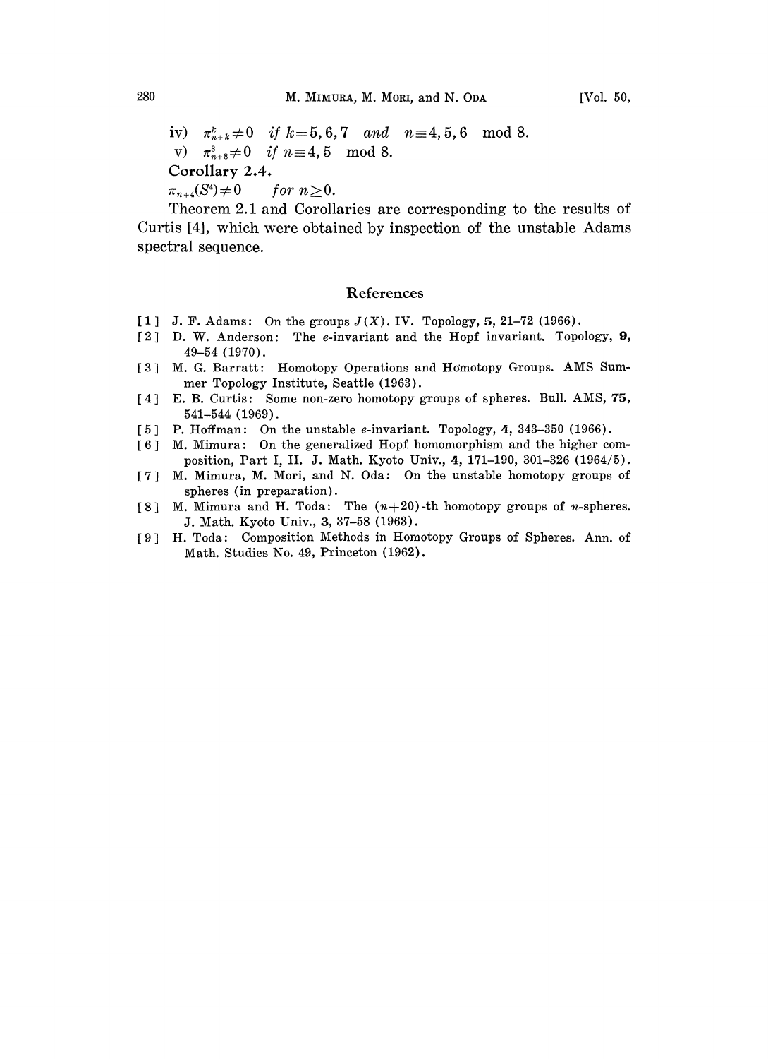iv) $\pi^k_{n+k} \neq 0$ *if* $k=5, 6, 7$ *and* $n \equiv 4, 5, 6 \mod 8$.

v) $\pi^8_{n+8} \neq 0$ *if* $n \equiv 4, 5 \mod 8$.

**Corollary 2.4.**

$\pi_{n+4}(S^4) \neq 0$ *for* $n \geq 0$.

Theorem 2.1 and Corollaries are corresponding to the results of Curtis [4], which were obtained by inspection of the unstable Adams spectral sequence.

## References

[1] J. F. Adams: On the groups $J(X)$. IV. Topology, **5**, 21–72 (1966).

[2] D. W. Anderson: The $e$-invariant and the Hopf invariant. Topology, **9**, 49–54 (1970).

[3] M. G. Barratt: Homotopy Operations and Homotopy Groups. AMS Summer Topology Institute, Seattle (1963).

[4] E. B. Curtis: Some non-zero homotopy groups of spheres. Bull. AMS, **75**, 541–544 (1969).

[5] P. Hoffman: On the unstable $e$-invariant. Topology, **4**, 343–350 (1966).

[6] M. Mimura: On the generalized Hopf homomorphism and the higher composition, Part I, II. J. Math. Kyoto Univ., **4**, 171–190, 301–326 (1964/5).

[7] M. Mimura, M. Mori, and N. Oda: On the unstable homotopy groups of spheres (in preparation).

[8] M. Mimura and H. Toda: The $(n+20)$-th homotopy groups of $n$-spheres. J. Math. Kyoto Univ., **3**, 37–58 (1963).

[9] H. Toda: Composition Methods in Homotopy Groups of Spheres. Ann. of Math. Studies No. 49, Princeton (1962).